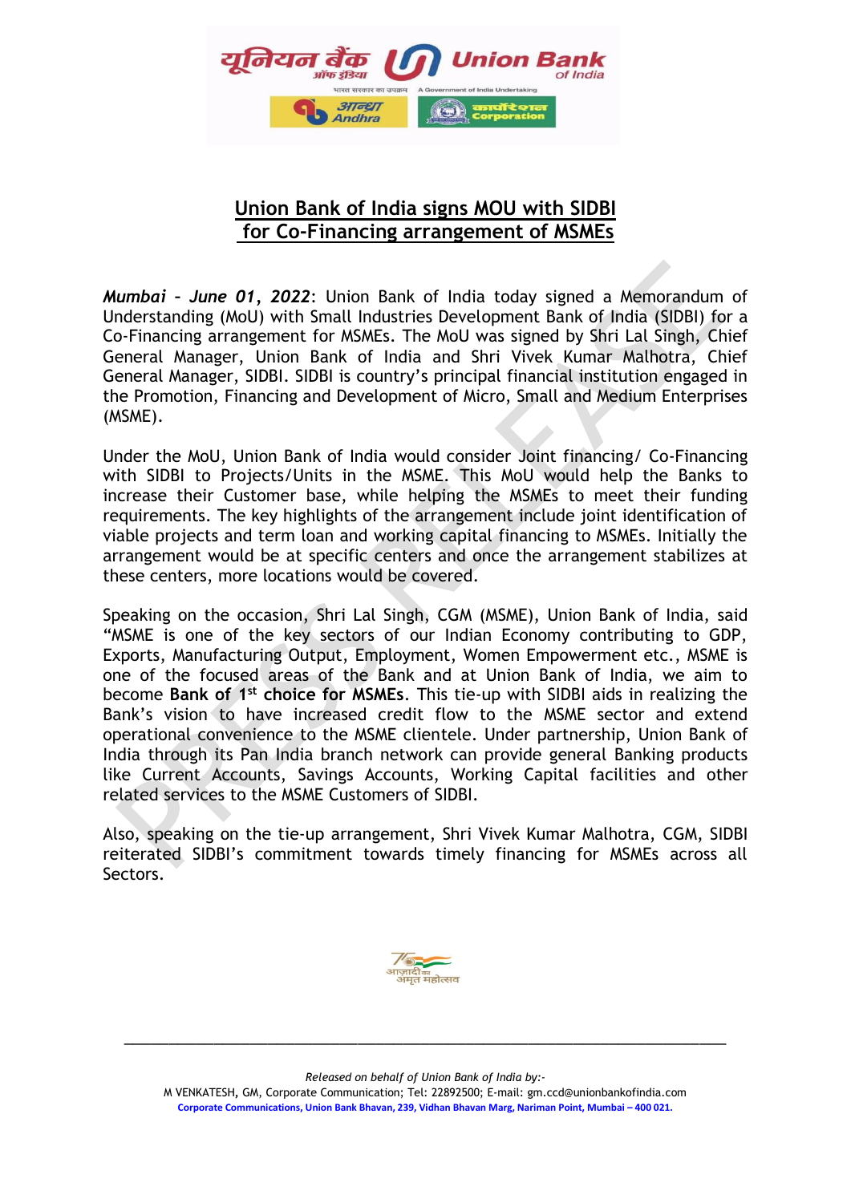# Union Bank of India signs MOU with SIDBI for Co-Financing arrangement of MSMEs

***Mumbai – June 01, 2022***: Union Bank of India today signed a Memorandum of Understanding (MoU) with Small Industries Development Bank of India (SIDBI) for a Co-Financing arrangement for MSMEs. The MoU was signed by Shri Lal Singh, Chief General Manager, Union Bank of India and Shri Vivek Kumar Malhotra, Chief General Manager, SIDBI. SIDBI is country's principal financial institution engaged in the Promotion, Financing and Development of Micro, Small and Medium Enterprises (MSME).

Under the MoU, Union Bank of India would consider Joint financing/ Co-Financing with SIDBI to Projects/Units in the MSME. This MoU would help the Banks to increase their Customer base, while helping the MSMEs to meet their funding requirements. The key highlights of the arrangement include joint identification of viable projects and term loan and working capital financing to MSMEs. Initially the arrangement would be at specific centers and once the arrangement stabilizes at these centers, more locations would be covered.

Speaking on the occasion, Shri Lal Singh, CGM (MSME), Union Bank of India, said "MSME is one of the key sectors of our Indian Economy contributing to GDP, Exports, Manufacturing Output, Employment, Women Empowerment etc., MSME is one of the focused areas of the Bank and at Union Bank of India, we aim to become **Bank of 1st choice for MSMEs**. This tie-up with SIDBI aids in realizing the Bank's vision to have increased credit flow to the MSME sector and extend operational convenience to the MSME clientele. Under partnership, Union Bank of India through its Pan India branch network can provide general Banking products like Current Accounts, Savings Accounts, Working Capital facilities and other related services to the MSME Customers of SIDBI.

Also, speaking on the tie-up arrangement, Shri Vivek Kumar Malhotra, CGM, SIDBI reiterated SIDBI's commitment towards timely financing for MSMEs across all Sectors.

---

*Released on behalf of Union Bank of India by:-*

M VENKATESH, GM, Corporate Communication; Tel: 22892500; E-mail: gm.ccd@unionbankofindia.com

**Corporate Communications, Union Bank Bhavan, 239, Vidhan Bhavan Marg, Nariman Point, Mumbai – 400 021.**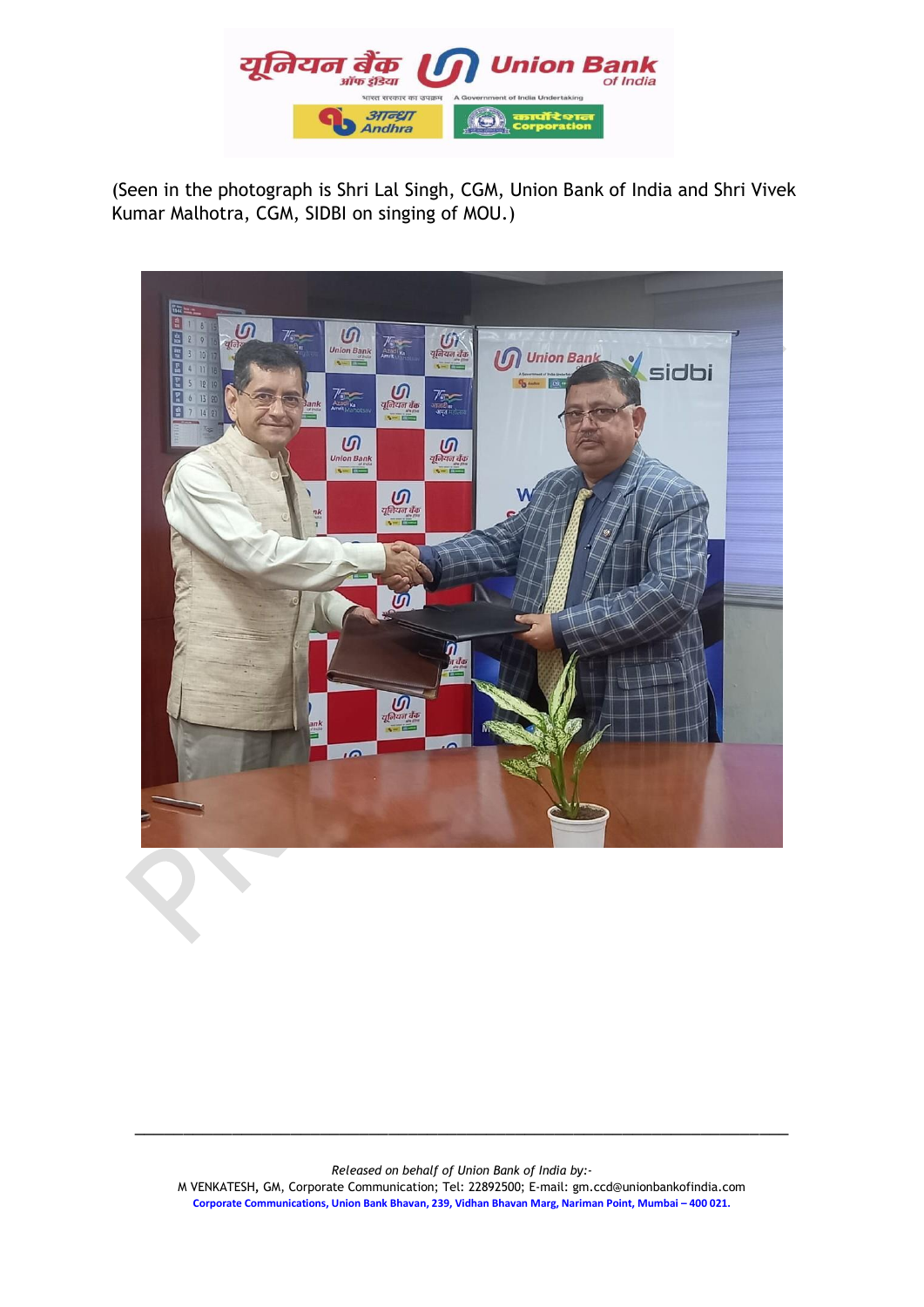(Seen in the photograph is Shri Lal Singh, CGM, Union Bank of India and Shri Vivek Kumar Malhotra, CGM, SIDBI on singing of MOU.)

---

*Released on behalf of Union Bank of India by:-*

M VENKATESH, GM, Corporate Communication; Tel: 22892500; E-mail: gm.ccd@unionbankofindia.com

**Corporate Communications, Union Bank Bhavan, 239, Vidhan Bhavan Marg, Nariman Point, Mumbai – 400 021.**